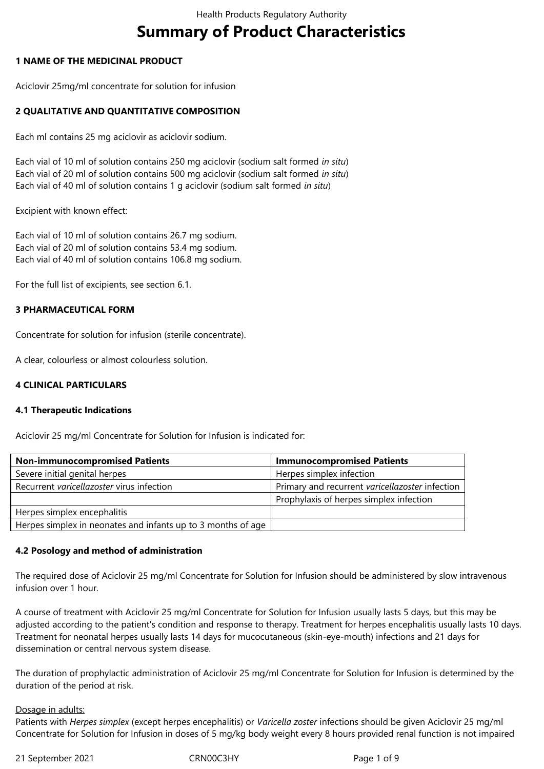# Summary of Product Characteristics

## 1 NAME OF THE MEDICINAL PRODUCT

Aciclovir 25mg/ml concentrate for solution for infusion

## 2 QUALITATIVE AND QUANTITATIVE COMPOSITION

Each ml contains 25 mg aciclovir as aciclovir sodium.

Each vial of 10 ml of solution contains 250 mg aciclovir (sodium salt formed *in situ*)
Each vial of 20 ml of solution contains 500 mg aciclovir (sodium salt formed *in situ*)
Each vial of 40 ml of solution contains 1 g aciclovir (sodium salt formed *in situ*)

Excipient with known effect:

Each vial of 10 ml of solution contains 26.7 mg sodium.
Each vial of 20 ml of solution contains 53.4 mg sodium.
Each vial of 40 ml of solution contains 106.8 mg sodium.

For the full list of excipients, see section 6.1.

## 3 PHARMACEUTICAL FORM

Concentrate for solution for infusion (sterile concentrate).

A clear, colourless or almost colourless solution.

## 4 CLINICAL PARTICULARS

### 4.1 Therapeutic Indications

Aciclovir 25 mg/ml Concentrate for Solution for Infusion is indicated for:

| Non-immunocompromised Patients | Immunocompromised Patients |
| --- | --- |
| Severe initial genital herpes | Herpes simplex infection |
| Recurrent *varicellazoster* virus infection | Primary and recurrent *varicellazoster* infection |
| | Prophylaxis of herpes simplex infection |
| Herpes simplex encephalitis | |
| Herpes simplex in neonates and infants up to 3 months of age | |

### 4.2 Posology and method of administration

The required dose of Aciclovir 25 mg/ml Concentrate for Solution for Infusion should be administered by slow intravenous infusion over 1 hour.

A course of treatment with Aciclovir 25 mg/ml Concentrate for Solution for Infusion usually lasts 5 days, but this may be adjusted according to the patient's condition and response to therapy. Treatment for herpes encephalitis usually lasts 10 days. Treatment for neonatal herpes usually lasts 14 days for mucocutaneous (skin-eye-mouth) infections and 21 days for dissemination or central nervous system disease.

The duration of prophylactic administration of Aciclovir 25 mg/ml Concentrate for Solution for Infusion is determined by the duration of the period at risk.

Dosage in adults:
Patients with *Herpes simplex* (except herpes encephalitis) or *Varicella zoster* infections should be given Aciclovir 25 mg/ml Concentrate for Solution for Infusion in doses of 5 mg/kg body weight every 8 hours provided renal function is not impaired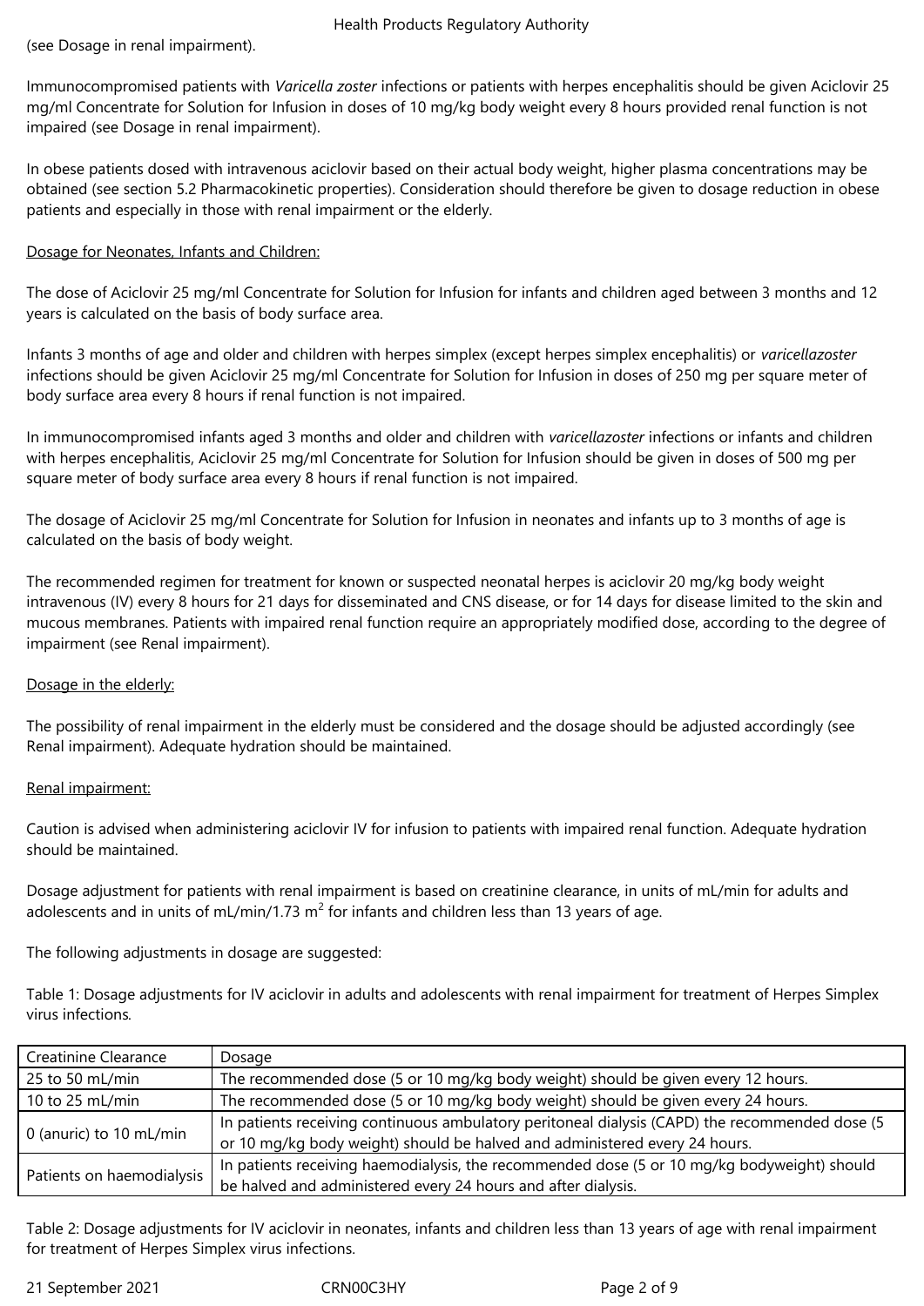(see Dosage in renal impairment).

Immunocompromised patients with *Varicella zoster* infections or patients with herpes encephalitis should be given Aciclovir 25 mg/ml Concentrate for Solution for Infusion in doses of 10 mg/kg body weight every 8 hours provided renal function is not impaired (see Dosage in renal impairment).

In obese patients dosed with intravenous aciclovir based on their actual body weight, higher plasma concentrations may be obtained (see section 5.2 Pharmacokinetic properties). Consideration should therefore be given to dosage reduction in obese patients and especially in those with renal impairment or the elderly.

Dosage for Neonates, Infants and Children:

The dose of Aciclovir 25 mg/ml Concentrate for Solution for Infusion for infants and children aged between 3 months and 12 years is calculated on the basis of body surface area.

Infants 3 months of age and older and children with herpes simplex (except herpes simplex encephalitis) or *varicellazoster* infections should be given Aciclovir 25 mg/ml Concentrate for Solution for Infusion in doses of 250 mg per square meter of body surface area every 8 hours if renal function is not impaired.

In immunocompromised infants aged 3 months and older and children with *varicellazoster* infections or infants and children with herpes encephalitis, Aciclovir 25 mg/ml Concentrate for Solution for Infusion should be given in doses of 500 mg per square meter of body surface area every 8 hours if renal function is not impaired.

The dosage of Aciclovir 25 mg/ml Concentrate for Solution for Infusion in neonates and infants up to 3 months of age is calculated on the basis of body weight.

The recommended regimen for treatment for known or suspected neonatal herpes is aciclovir 20 mg/kg body weight intravenous (IV) every 8 hours for 21 days for disseminated and CNS disease, or for 14 days for disease limited to the skin and mucous membranes. Patients with impaired renal function require an appropriately modified dose, according to the degree of impairment (see Renal impairment).

Dosage in the elderly:

The possibility of renal impairment in the elderly must be considered and the dosage should be adjusted accordingly (see Renal impairment). Adequate hydration should be maintained.

Renal impairment:

Caution is advised when administering aciclovir IV for infusion to patients with impaired renal function. Adequate hydration should be maintained.

Dosage adjustment for patients with renal impairment is based on creatinine clearance, in units of mL/min for adults and adolescents and in units of mL/min/1.73 $m^2$ for infants and children less than 13 years of age.

The following adjustments in dosage are suggested:

Table 1: Dosage adjustments for IV aciclovir in adults and adolescents with renal impairment for treatment of Herpes Simplex virus infections.

| Creatinine Clearance | Dosage |
|---|---|
| 25 to 50 mL/min | The recommended dose (5 or 10 mg/kg body weight) should be given every 12 hours. |
| 10 to 25 mL/min | The recommended dose (5 or 10 mg/kg body weight) should be given every 24 hours. |
| 0 (anuric) to 10 mL/min | In patients receiving continuous ambulatory peritoneal dialysis (CAPD) the recommended dose (5 or 10 mg/kg body weight) should be halved and administered every 24 hours. |
| Patients on haemodialysis | In patients receiving haemodialysis, the recommended dose (5 or 10 mg/kg bodyweight) should be halved and administered every 24 hours and after dialysis. |

Table 2: Dosage adjustments for IV aciclovir in neonates, infants and children less than 13 years of age with renal impairment for treatment of Herpes Simplex virus infections.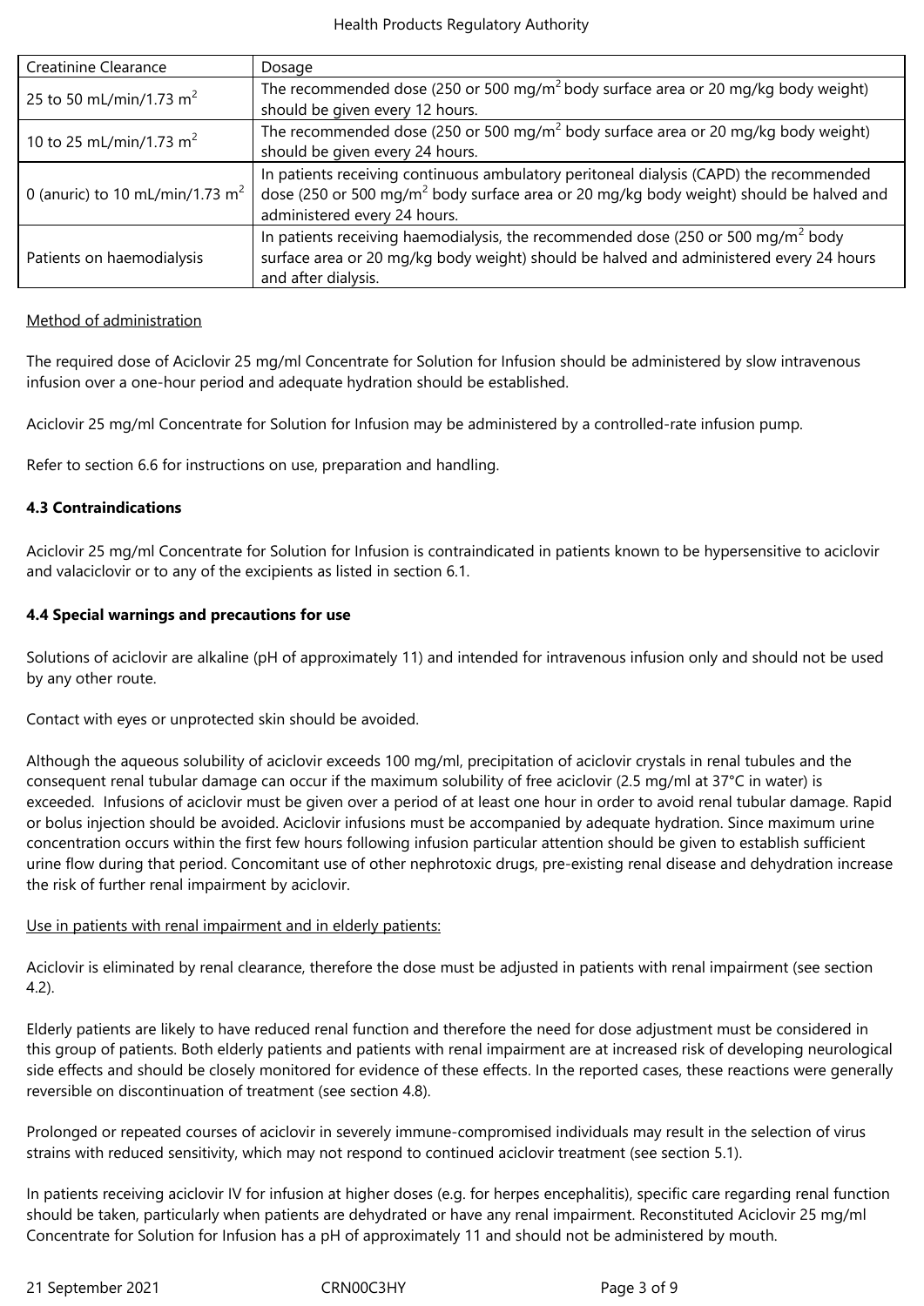| Creatinine Clearance | Dosage |
| --- | --- |
| 25 to 50 mL/min/1.73 $m^2$ | The recommended dose (250 or 500 mg/$m^2$ body surface area or 20 mg/kg body weight) should be given every 12 hours. |
| 10 to 25 mL/min/1.73 $m^2$ | The recommended dose (250 or 500 mg/$m^2$ body surface area or 20 mg/kg body weight) should be given every 24 hours. |
| 0 (anuric) to 10 mL/min/1.73 $m^2$ | In patients receiving continuous ambulatory peritoneal dialysis (CAPD) the recommended dose (250 or 500 mg/$m^2$ body surface area or 20 mg/kg body weight) should be halved and administered every 24 hours. |
| Patients on haemodialysis | In patients receiving haemodialysis, the recommended dose (250 or 500 mg/$m^2$ body surface area or 20 mg/kg body weight) should be halved and administered every 24 hours and after dialysis. |

Method of administration

The required dose of Aciclovir 25 mg/ml Concentrate for Solution for Infusion should be administered by slow intravenous infusion over a one-hour period and adequate hydration should be established.

Aciclovir 25 mg/ml Concentrate for Solution for Infusion may be administered by a controlled-rate infusion pump.

Refer to section 6.6 for instructions on use, preparation and handling.

**4.3 Contraindications**

Aciclovir 25 mg/ml Concentrate for Solution for Infusion is contraindicated in patients known to be hypersensitive to aciclovir and valaciclovir or to any of the excipients as listed in section 6.1.

**4.4 Special warnings and precautions for use**

Solutions of aciclovir are alkaline (pH of approximately 11) and intended for intravenous infusion only and should not be used by any other route.

Contact with eyes or unprotected skin should be avoided.

Although the aqueous solubility of aciclovir exceeds 100 mg/ml, precipitation of aciclovir crystals in renal tubules and the consequent renal tubular damage can occur if the maximum solubility of free aciclovir (2.5 mg/ml at 37°C in water) is exceeded. Infusions of aciclovir must be given over a period of at least one hour in order to avoid renal tubular damage. Rapid or bolus injection should be avoided. Aciclovir infusions must be accompanied by adequate hydration. Since maximum urine concentration occurs within the first few hours following infusion particular attention should be given to establish sufficient urine flow during that period. Concomitant use of other nephrotoxic drugs, pre-existing renal disease and dehydration increase the risk of further renal impairment by aciclovir.

Use in patients with renal impairment and in elderly patients:

Aciclovir is eliminated by renal clearance, therefore the dose must be adjusted in patients with renal impairment (see section 4.2).

Elderly patients are likely to have reduced renal function and therefore the need for dose adjustment must be considered in this group of patients. Both elderly patients and patients with renal impairment are at increased risk of developing neurological side effects and should be closely monitored for evidence of these effects. In the reported cases, these reactions were generally reversible on discontinuation of treatment (see section 4.8).

Prolonged or repeated courses of aciclovir in severely immune-compromised individuals may result in the selection of virus strains with reduced sensitivity, which may not respond to continued aciclovir treatment (see section 5.1).

In patients receiving aciclovir IV for infusion at higher doses (e.g. for herpes encephalitis), specific care regarding renal function should be taken, particularly when patients are dehydrated or have any renal impairment. Reconstituted Aciclovir 25 mg/ml Concentrate for Solution for Infusion has a pH of approximately 11 and should not be administered by mouth.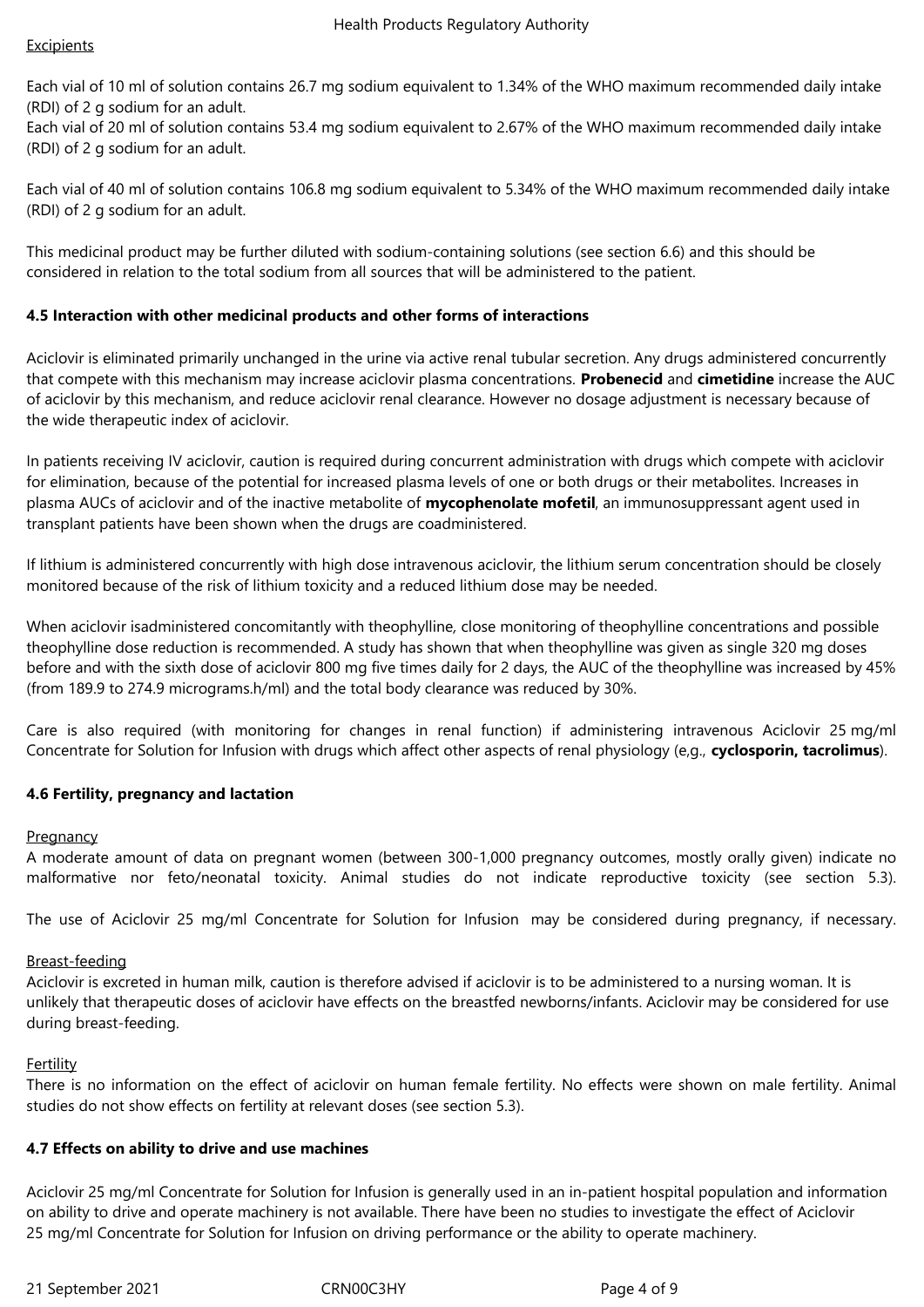Excipients

Each vial of 10 ml of solution contains 26.7 mg sodium equivalent to 1.34% of the WHO maximum recommended daily intake (RDI) of 2 g sodium for an adult.
Each vial of 20 ml of solution contains 53.4 mg sodium equivalent to 2.67% of the WHO maximum recommended daily intake (RDI) of 2 g sodium for an adult.

Each vial of 40 ml of solution contains 106.8 mg sodium equivalent to 5.34% of the WHO maximum recommended daily intake (RDI) of 2 g sodium for an adult.

This medicinal product may be further diluted with sodium-containing solutions (see section 6.6) and this should be considered in relation to the total sodium from all sources that will be administered to the patient.

### 4.5 Interaction with other medicinal products and other forms of interactions

Aciclovir is eliminated primarily unchanged in the urine via active renal tubular secretion. Any drugs administered concurrently that compete with this mechanism may increase aciclovir plasma concentrations. **Probenecid** and **cimetidine** increase the AUC of aciclovir by this mechanism, and reduce aciclovir renal clearance. However no dosage adjustment is necessary because of the wide therapeutic index of aciclovir.

In patients receiving IV aciclovir, caution is required during concurrent administration with drugs which compete with aciclovir for elimination, because of the potential for increased plasma levels of one or both drugs or their metabolites. Increases in plasma AUCs of aciclovir and of the inactive metabolite of **mycophenolate mofetil**, an immunosuppressant agent used in transplant patients have been shown when the drugs are coadministered.

If lithium is administered concurrently with high dose intravenous aciclovir, the lithium serum concentration should be closely monitored because of the risk of lithium toxicity and a reduced lithium dose may be needed.

When aciclovir isadministered concomitantly with theophylline, close monitoring of theophylline concentrations and possible theophylline dose reduction is recommended. A study has shown that when theophylline was given as single 320 mg doses before and with the sixth dose of aciclovir 800 mg five times daily for 2 days, the AUC of the theophylline was increased by 45% (from 189.9 to 274.9 micrograms.h/ml) and the total body clearance was reduced by 30%.

Care is also required (with monitoring for changes in renal function) if administering intravenous Aciclovir 25 mg/ml Concentrate for Solution for Infusion with drugs which affect other aspects of renal physiology (e,g., **cyclosporin, tacrolimus**).

### 4.6 Fertility, pregnancy and lactation

Pregnancy
A moderate amount of data on pregnant women (between 300-1,000 pregnancy outcomes, mostly orally given) indicate no malformative nor feto/neonatal toxicity. Animal studies do not indicate reproductive toxicity (see section 5.3).

The use of Aciclovir 25 mg/ml Concentrate for Solution for Infusion may be considered during pregnancy, if necessary.

Breast-feeding
Aciclovir is excreted in human milk, caution is therefore advised if aciclovir is to be administered to a nursing woman. It is unlikely that therapeutic doses of aciclovir have effects on the breastfed newborns/infants. Aciclovir may be considered for use during breast-feeding.

Fertility
There is no information on the effect of aciclovir on human female fertility. No effects were shown on male fertility. Animal studies do not show effects on fertility at relevant doses (see section 5.3).

### 4.7 Effects on ability to drive and use machines

Aciclovir 25 mg/ml Concentrate for Solution for Infusion is generally used in an in-patient hospital population and information on ability to drive and operate machinery is not available. There have been no studies to investigate the effect of Aciclovir 25 mg/ml Concentrate for Solution for Infusion on driving performance or the ability to operate machinery.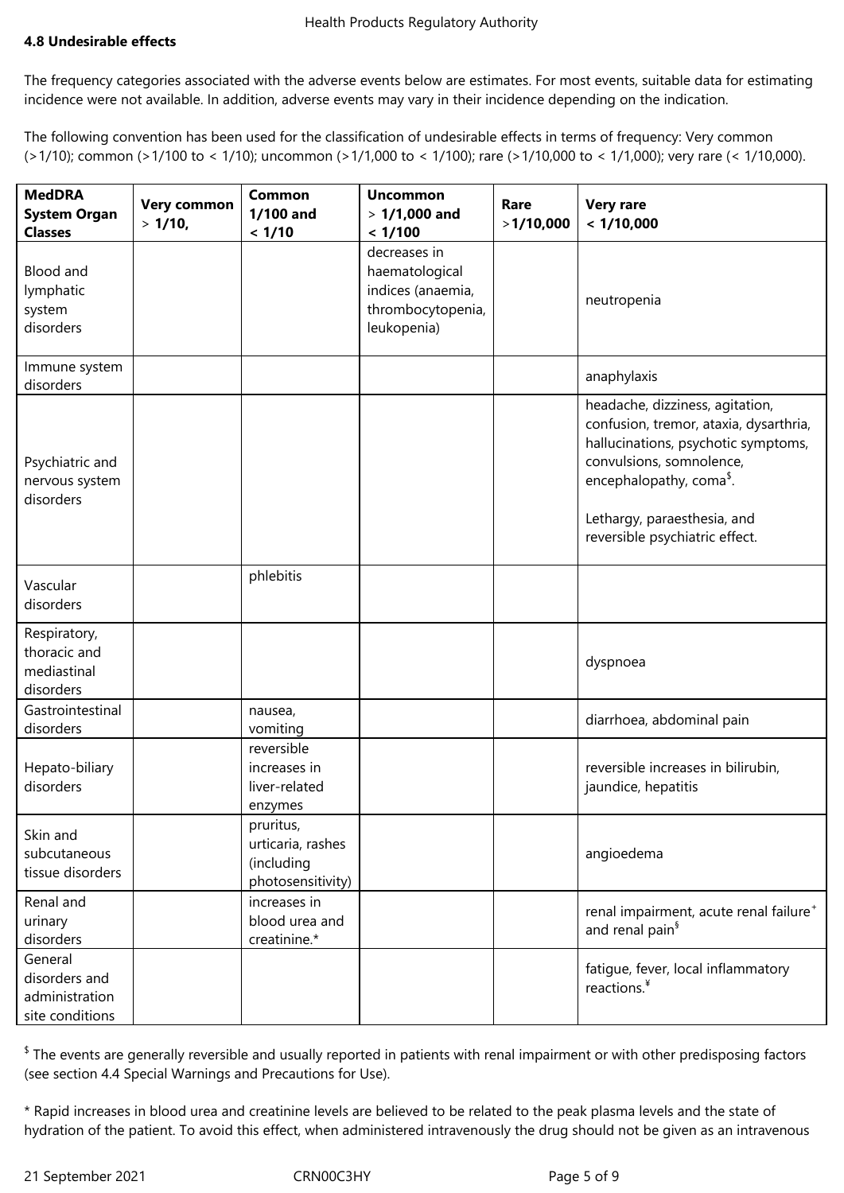### 4.8 Undesirable effects

The frequency categories associated with the adverse events below are estimates. For most events, suitable data for estimating incidence were not available. In addition, adverse events may vary in their incidence depending on the indication.

The following convention has been used for the classification of undesirable effects in terms of frequency: Very common (>1/10); common (>1/100 to < 1/10); uncommon (>1/1,000 to < 1/100); rare (>1/10,000 to < 1/1,000); very rare (< 1/10,000).

| MedDRA System Organ Classes | Very common > 1/10, | Common 1/100 and < 1/10 | Uncommon > 1/1,000 and < 1/100 | Rare >1/10,000 | Very rare < 1/10,000 |
|---|---|---|---|---|---|
| Blood and lymphatic system disorders | | | decreases in haematological indices (anaemia, thrombocytopenia, leukopenia) | | neutropenia |
| Immune system disorders | | | | | anaphylaxis |
| Psychiatric and nervous system disorders | | | | | headache, dizziness, agitation, confusion, tremor, ataxia, dysarthria, hallucinations, psychotic symptoms, convulsions, somnolence, encephalopathy, coma[$]. Lethargy, paraesthesia, and reversible psychiatric effect. |
| Vascular disorders | | phlebitis | | | |
| Respiratory, thoracic and mediastinal disorders | | | | | dyspnoea |
| Gastrointestinal disorders | | nausea, vomiting | | | diarrhoea, abdominal pain |
| Hepato-biliary disorders | | reversible increases in liver-related enzymes | | | reversible increases in bilirubin, jaundice, hepatitis |
| Skin and subcutaneous tissue disorders | | pruritus, urticaria, rashes (including photosensitivity) | | | angioedema |
| Renal and urinary disorders | | increases in blood urea and creatinine.* | | | renal impairment, acute renal failure[+] and renal pain[§] |
| General disorders and administration site conditions | | | | | fatigue, fever, local inflammatory reactions.[¥] |

[$] The events are generally reversible and usually reported in patients with renal impairment or with other predisposing factors (see section 4.4 Special Warnings and Precautions for Use).

* Rapid increases in blood urea and creatinine levels are believed to be related to the peak plasma levels and the state of hydration of the patient. To avoid this effect, when administered intravenously the drug should not be given as an intravenous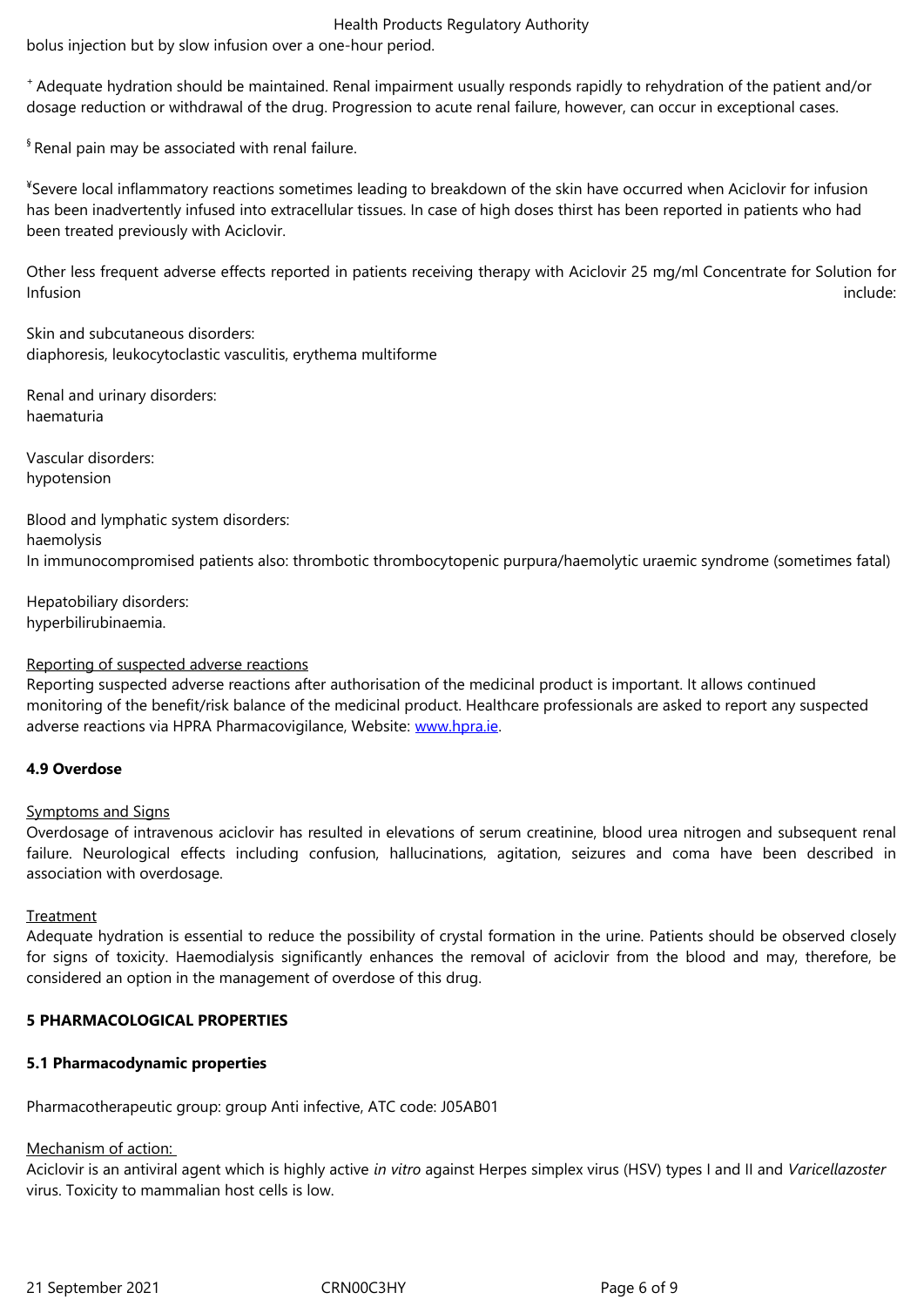bolus injection but by slow infusion over a one-hour period.

[+] Adequate hydration should be maintained. Renal impairment usually responds rapidly to rehydration of the patient and/or dosage reduction or withdrawal of the drug. Progression to acute renal failure, however, can occur in exceptional cases.

[§] Renal pain may be associated with renal failure.

[¥]Severe local inflammatory reactions sometimes leading to breakdown of the skin have occurred when Aciclovir for infusion has been inadvertently infused into extracellular tissues. In case of high doses thirst has been reported in patients who had been treated previously with Aciclovir.

Other less frequent adverse effects reported in patients receiving therapy with Aciclovir 25 mg/ml Concentrate for Solution for Infusion include:

Skin and subcutaneous disorders:
diaphoresis, leukocytoclastic vasculitis, erythema multiforme

Renal and urinary disorders:
haematuria

Vascular disorders:
hypotension

Blood and lymphatic system disorders:
haemolysis
In immunocompromised patients also: thrombotic thrombocytopenic purpura/haemolytic uraemic syndrome (sometimes fatal)

Hepatobiliary disorders:
hyperbilirubinaemia.

Reporting of suspected adverse reactions
Reporting suspected adverse reactions after authorisation of the medicinal product is important. It allows continued monitoring of the benefit/risk balance of the medicinal product. Healthcare professionals are asked to report any suspected adverse reactions via HPRA Pharmacovigilance, Website: www.hpra.ie.

**4.9 Overdose**

Symptoms and Signs
Overdosage of intravenous aciclovir has resulted in elevations of serum creatinine, blood urea nitrogen and subsequent renal failure. Neurological effects including confusion, hallucinations, agitation, seizures and coma have been described in association with overdosage.

Treatment
Adequate hydration is essential to reduce the possibility of crystal formation in the urine. Patients should be observed closely for signs of toxicity. Haemodialysis significantly enhances the removal of aciclovir from the blood and may, therefore, be considered an option in the management of overdose of this drug.

**5 PHARMACOLOGICAL PROPERTIES**

**5.1 Pharmacodynamic properties**

Pharmacotherapeutic group: group Anti infective, ATC code: J05AB01

Mechanism of action:
Aciclovir is an antiviral agent which is highly active *in vitro* against Herpes simplex virus (HSV) types I and II and *Varicellazoster* virus. Toxicity to mammalian host cells is low.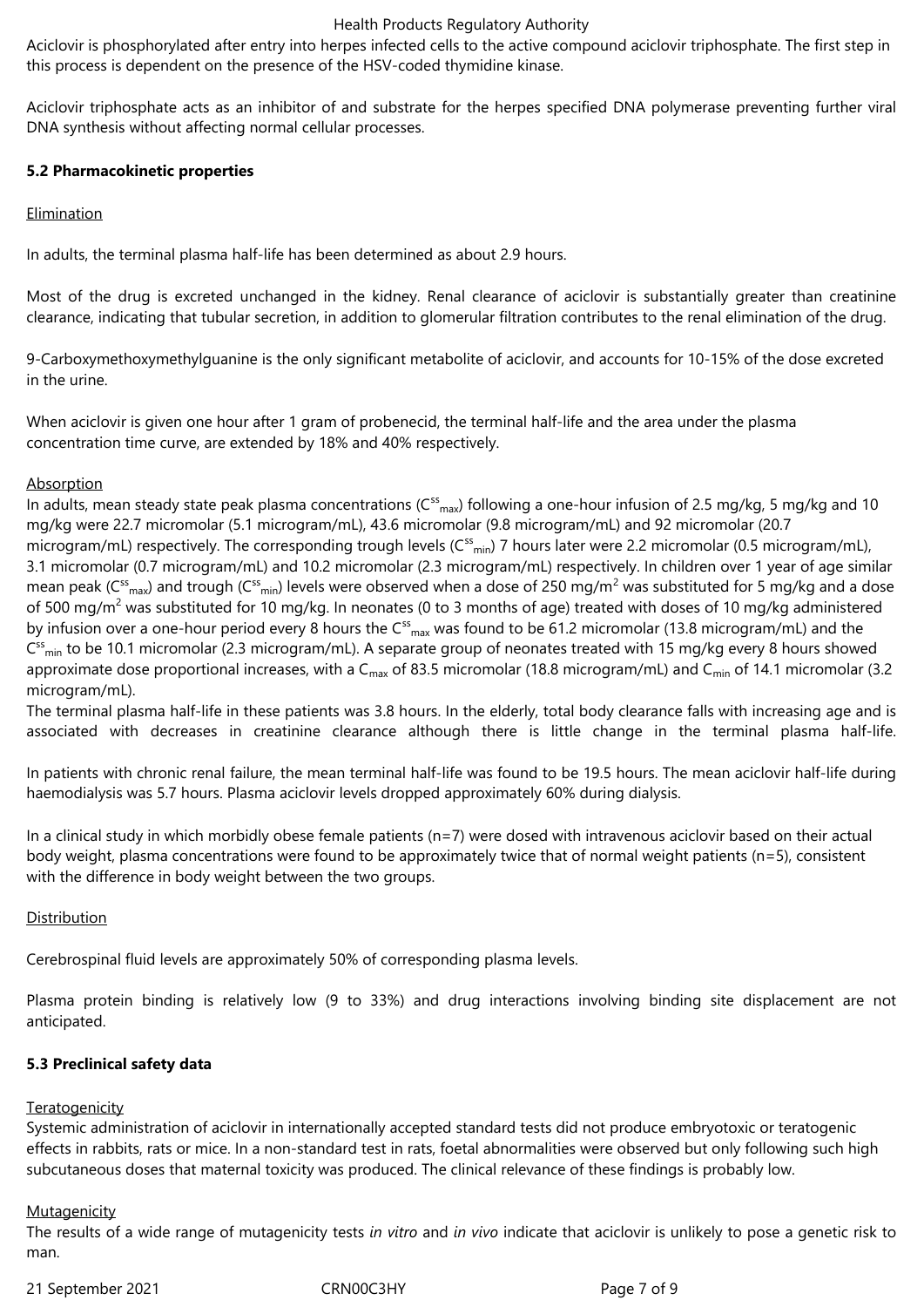Aciclovir is phosphorylated after entry into herpes infected cells to the active compound aciclovir triphosphate. The first step in this process is dependent on the presence of the HSV-coded thymidine kinase.

Aciclovir triphosphate acts as an inhibitor of and substrate for the herpes specified DNA polymerase preventing further viral DNA synthesis without affecting normal cellular processes.

**5.2 Pharmacokinetic properties**

Elimination

In adults, the terminal plasma half-life has been determined as about 2.9 hours.

Most of the drug is excreted unchanged in the kidney. Renal clearance of aciclovir is substantially greater than creatinine clearance, indicating that tubular secretion, in addition to glomerular filtration contributes to the renal elimination of the drug.

9-Carboxymethoxymethylguanine is the only significant metabolite of aciclovir, and accounts for 10-15% of the dose excreted in the urine.

When aciclovir is given one hour after 1 gram of probenecid, the terminal half-life and the area under the plasma concentration time curve, are extended by 18% and 40% respectively.

Absorption

In adults, mean steady state peak plasma concentrations ($C^{ss}_{max}$) following a one-hour infusion of 2.5 mg/kg, 5 mg/kg and 10 mg/kg were 22.7 micromolar (5.1 microgram/mL), 43.6 micromolar (9.8 microgram/mL) and 92 micromolar (20.7 microgram/mL) respectively. The corresponding trough levels ($C^{ss}_{min}$) 7 hours later were 2.2 micromolar (0.5 microgram/mL), 3.1 micromolar (0.7 microgram/mL) and 10.2 micromolar (2.3 microgram/mL) respectively. In children over 1 year of age similar mean peak ($C^{ss}_{max}$) and trough ($C^{ss}_{min}$) levels were observed when a dose of 250 mg/$m^2$ was substituted for 5 mg/kg and a dose of 500 mg/$m^2$ was substituted for 10 mg/kg. In neonates (0 to 3 months of age) treated with doses of 10 mg/kg administered by infusion over a one-hour period every 8 hours the $C^{ss}_{max}$ was found to be 61.2 micromolar (13.8 microgram/mL) and the $C^{ss}_{min}$ to be 10.1 micromolar (2.3 microgram/mL). A separate group of neonates treated with 15 mg/kg every 8 hours showed approximate dose proportional increases, with a $C_{max}$ of 83.5 micromolar (18.8 microgram/mL) and $C_{min}$ of 14.1 micromolar (3.2 microgram/mL).

The terminal plasma half-life in these patients was 3.8 hours. In the elderly, total body clearance falls with increasing age and is associated with decreases in creatinine clearance although there is little change in the terminal plasma half-life.

In patients with chronic renal failure, the mean terminal half-life was found to be 19.5 hours. The mean aciclovir half-life during haemodialysis was 5.7 hours. Plasma aciclovir levels dropped approximately 60% during dialysis.

In a clinical study in which morbidly obese female patients (n=7) were dosed with intravenous aciclovir based on their actual body weight, plasma concentrations were found to be approximately twice that of normal weight patients (n=5), consistent with the difference in body weight between the two groups.

Distribution

Cerebrospinal fluid levels are approximately 50% of corresponding plasma levels.

Plasma protein binding is relatively low (9 to 33%) and drug interactions involving binding site displacement are not anticipated.

**5.3 Preclinical safety data**

Teratogenicity

Systemic administration of aciclovir in internationally accepted standard tests did not produce embryotoxic or teratogenic effects in rabbits, rats or mice. In a non-standard test in rats, foetal abnormalities were observed but only following such high subcutaneous doses that maternal toxicity was produced. The clinical relevance of these findings is probably low.

Mutagenicity

The results of a wide range of mutagenicity tests *in vitro* and *in vivo* indicate that aciclovir is unlikely to pose a genetic risk to man.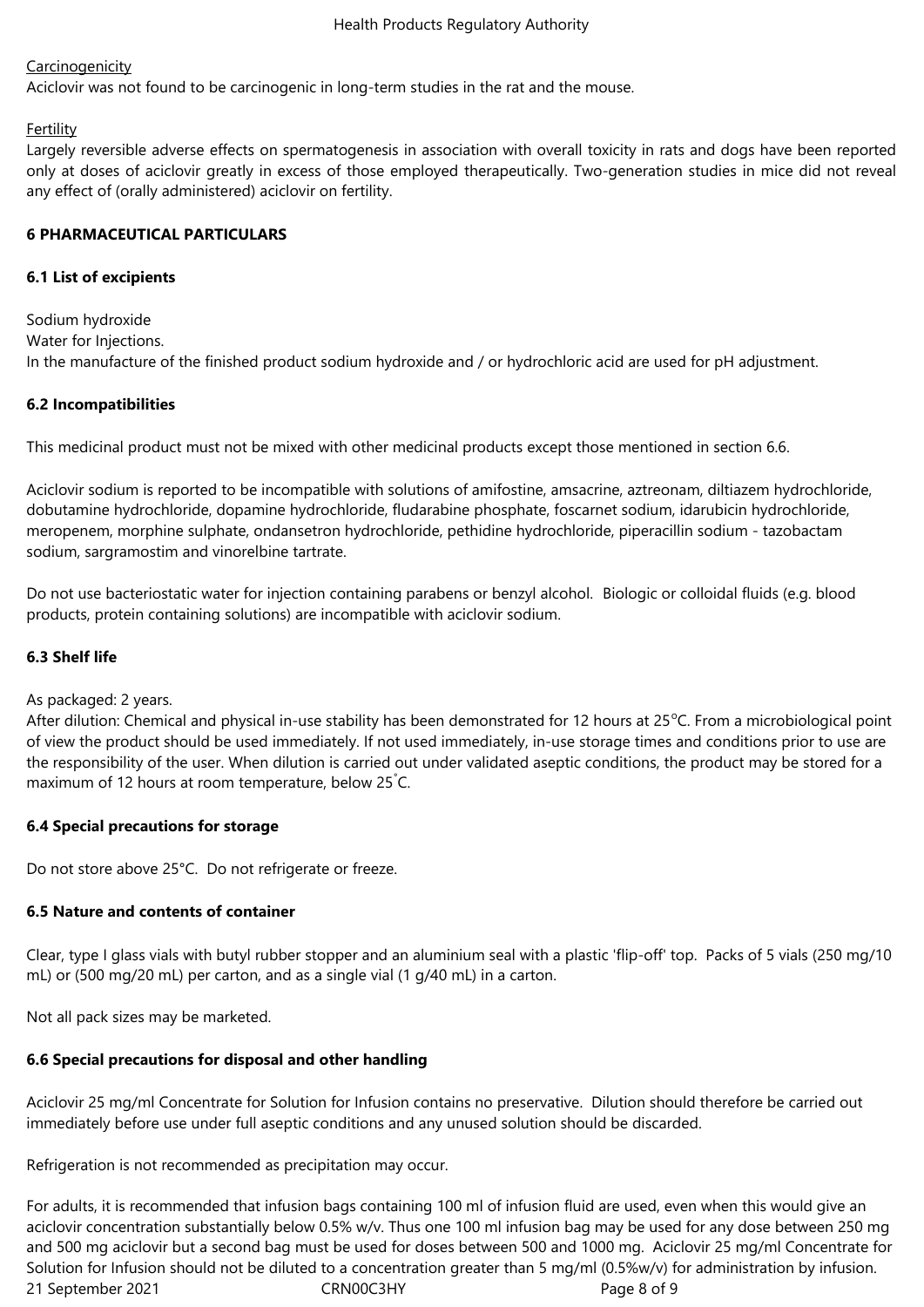Carcinogenicity

Aciclovir was not found to be carcinogenic in long-term studies in the rat and the mouse.

Fertility

Largely reversible adverse effects on spermatogenesis in association with overall toxicity in rats and dogs have been reported only at doses of aciclovir greatly in excess of those employed therapeutically. Two-generation studies in mice did not reveal any effect of (orally administered) aciclovir on fertility.

## 6 PHARMACEUTICAL PARTICULARS

### 6.1 List of excipients

Sodium hydroxide
Water for Injections.
In the manufacture of the finished product sodium hydroxide and / or hydrochloric acid are used for pH adjustment.

### 6.2 Incompatibilities

This medicinal product must not be mixed with other medicinal products except those mentioned in section 6.6.

Aciclovir sodium is reported to be incompatible with solutions of amifostine, amsacrine, aztreonam, diltiazem hydrochloride, dobutamine hydrochloride, dopamine hydrochloride, fludarabine phosphate, foscarnet sodium, idarubicin hydrochloride, meropenem, morphine sulphate, ondansetron hydrochloride, pethidine hydrochloride, piperacillin sodium - tazobactam sodium, sargramostim and vinorelbine tartrate.

Do not use bacteriostatic water for injection containing parabens or benzyl alcohol. Biologic or colloidal fluids (e.g. blood products, protein containing solutions) are incompatible with aciclovir sodium.

### 6.3 Shelf life

As packaged: 2 years.
After dilution: Chemical and physical in-use stability has been demonstrated for 12 hours at 25°C. From a microbiological point of view the product should be used immediately. If not used immediately, in-use storage times and conditions prior to use are the responsibility of the user. When dilution is carried out under validated aseptic conditions, the product may be stored for a maximum of 12 hours at room temperature, below 25°C.

### 6.4 Special precautions for storage

Do not store above 25°C. Do not refrigerate or freeze.

### 6.5 Nature and contents of container

Clear, type I glass vials with butyl rubber stopper and an aluminium seal with a plastic 'flip-off' top. Packs of 5 vials (250 mg/10 mL) or (500 mg/20 mL) per carton, and as a single vial (1 g/40 mL) in a carton.

Not all pack sizes may be marketed.

### 6.6 Special precautions for disposal and other handling

Aciclovir 25 mg/ml Concentrate for Solution for Infusion contains no preservative. Dilution should therefore be carried out immediately before use under full aseptic conditions and any unused solution should be discarded.

Refrigeration is not recommended as precipitation may occur.

For adults, it is recommended that infusion bags containing 100 ml of infusion fluid are used, even when this would give an aciclovir concentration substantially below 0.5% w/v. Thus one 100 ml infusion bag may be used for any dose between 250 mg and 500 mg aciclovir but a second bag must be used for doses between 500 and 1000 mg. Aciclovir 25 mg/ml Concentrate for Solution for Infusion should not be diluted to a concentration greater than 5 mg/ml (0.5%w/v) for administration by infusion.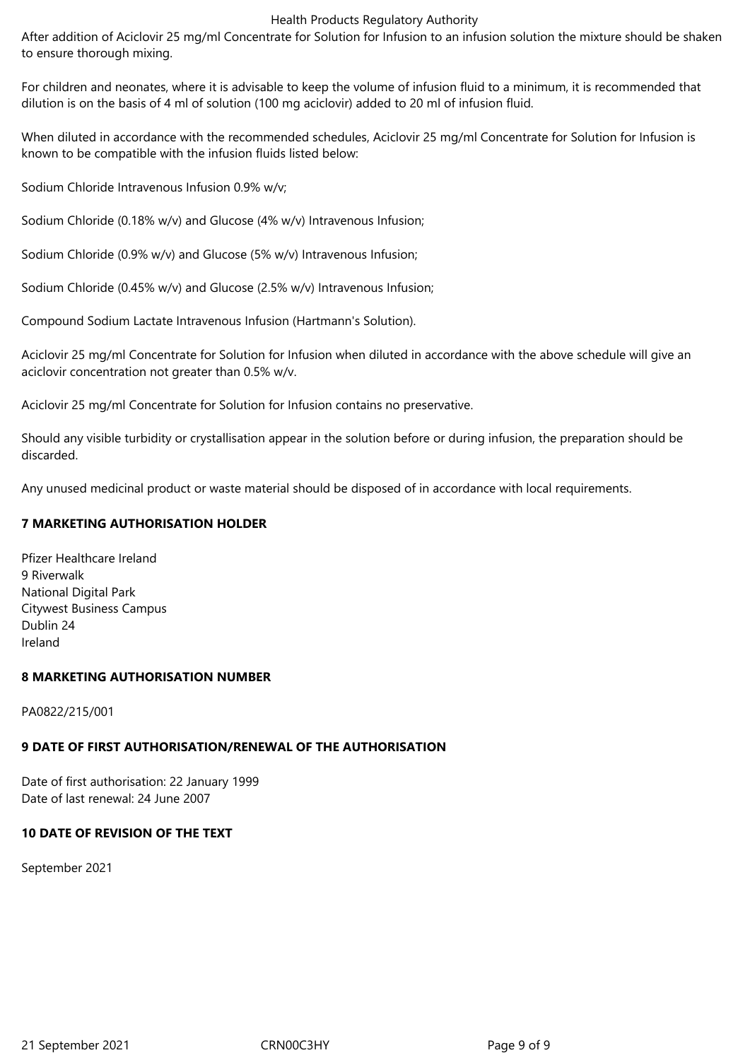After addition of Aciclovir 25 mg/ml Concentrate for Solution for Infusion to an infusion solution the mixture should be shaken to ensure thorough mixing.

For children and neonates, where it is advisable to keep the volume of infusion fluid to a minimum, it is recommended that dilution is on the basis of 4 ml of solution (100 mg aciclovir) added to 20 ml of infusion fluid.

When diluted in accordance with the recommended schedules, Aciclovir 25 mg/ml Concentrate for Solution for Infusion is known to be compatible with the infusion fluids listed below:

Sodium Chloride Intravenous Infusion 0.9% w/v;

Sodium Chloride (0.18% w/v) and Glucose (4% w/v) Intravenous Infusion;

Sodium Chloride (0.9% w/v) and Glucose (5% w/v) Intravenous Infusion;

Sodium Chloride (0.45% w/v) and Glucose (2.5% w/v) Intravenous Infusion;

Compound Sodium Lactate Intravenous Infusion (Hartmann's Solution).

Aciclovir 25 mg/ml Concentrate for Solution for Infusion when diluted in accordance with the above schedule will give an aciclovir concentration not greater than 0.5% w/v.

Aciclovir 25 mg/ml Concentrate for Solution for Infusion contains no preservative.

Should any visible turbidity or crystallisation appear in the solution before or during infusion, the preparation should be discarded.

Any unused medicinal product or waste material should be disposed of in accordance with local requirements.

## 7 MARKETING AUTHORISATION HOLDER

Pfizer Healthcare Ireland
9 Riverwalk
National Digital Park
Citywest Business Campus
Dublin 24
Ireland

## 8 MARKETING AUTHORISATION NUMBER

PA0822/215/001

## 9 DATE OF FIRST AUTHORISATION/RENEWAL OF THE AUTHORISATION

Date of first authorisation: 22 January 1999
Date of last renewal: 24 June 2007

## 10 DATE OF REVISION OF THE TEXT

September 2021